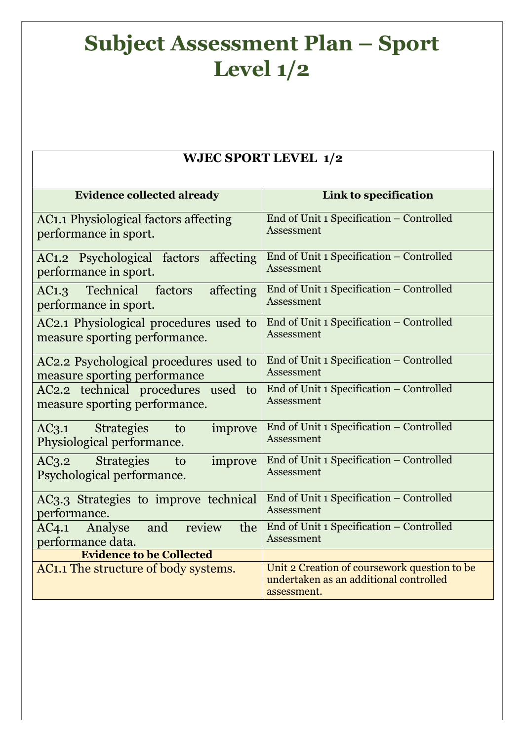# Subject Assessment Plan – Sport Level 1/2

| WJEC SPORT LEVEL 1/2 | |
|---|---|
| **Evidence collected already** | **Link to specification** |
| AC1.1 Physiological factors affecting performance in sport. | End of Unit 1 Specification – Controlled Assessment |
| AC1.2 Psychological factors affecting performance in sport. | End of Unit 1 Specification – Controlled Assessment |
| AC1.3 Technical factors affecting performance in sport. | End of Unit 1 Specification – Controlled Assessment |
| AC2.1 Physiological procedures used to measure sporting performance. | End of Unit 1 Specification – Controlled Assessment |
| AC2.2 Psychological procedures used to measure sporting performance | End of Unit 1 Specification – Controlled Assessment |
| AC2.2 technical procedures used to measure sporting performance. | End of Unit 1 Specification – Controlled Assessment |
| AC3.1 Strategies to improve Physiological performance. | End of Unit 1 Specification – Controlled Assessment |
| AC3.2 Strategies to improve Psychological performance. | End of Unit 1 Specification – Controlled Assessment |
| AC3.3 Strategies to improve technical performance. | End of Unit 1 Specification – Controlled Assessment |
| AC4.1 Analyse and review the performance data. | End of Unit 1 Specification – Controlled Assessment |
| **Evidence to be Collected** | |
| AC1.1 The structure of body systems. | Unit 2 Creation of coursework question to be undertaken as an additional controlled assessment. |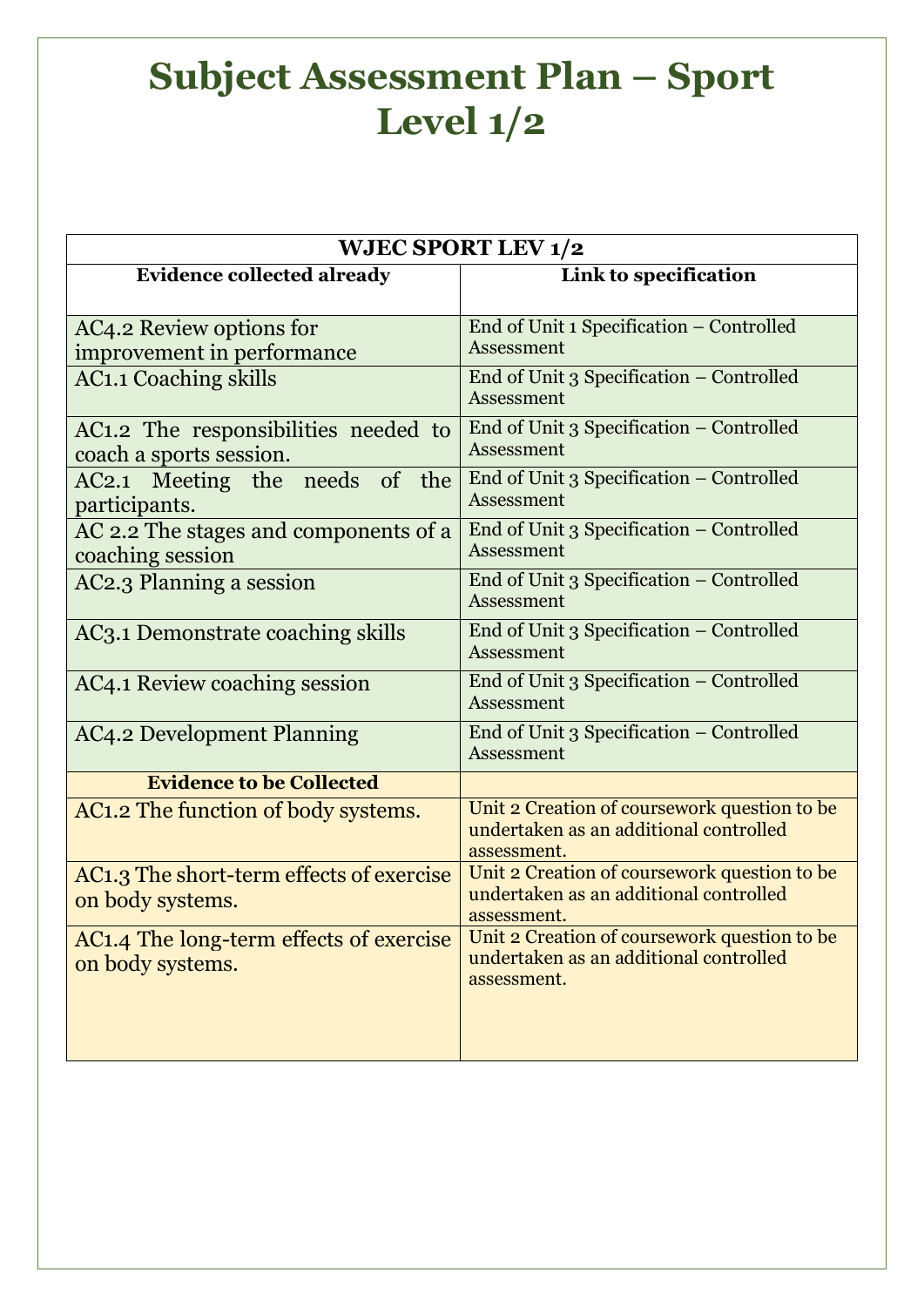# Subject Assessment Plan – Sport Level 1/2

| WJEC SPORT LEV 1/2 | |
|---|---|
| **Evidence collected already** | **Link to specification** |
| AC4.2 Review options for improvement in performance | End of Unit 1 Specification – Controlled Assessment |
| AC1.1 Coaching skills | End of Unit 3 Specification – Controlled Assessment |
| AC1.2 The responsibilities needed to coach a sports session. | End of Unit 3 Specification – Controlled Assessment |
| AC2.1 Meeting the needs of the participants. | End of Unit 3 Specification – Controlled Assessment |
| AC 2.2 The stages and components of a coaching session | End of Unit 3 Specification – Controlled Assessment |
| AC2.3 Planning a session | End of Unit 3 Specification – Controlled Assessment |
| AC3.1 Demonstrate coaching skills | End of Unit 3 Specification – Controlled Assessment |
| AC4.1 Review coaching session | End of Unit 3 Specification – Controlled Assessment |
| AC4.2 Development Planning | End of Unit 3 Specification – Controlled Assessment |
| **Evidence to be Collected** | |
| AC1.2 The function of body systems. | Unit 2 Creation of coursework question to be undertaken as an additional controlled assessment. |
| AC1.3 The short-term effects of exercise on body systems. | Unit 2 Creation of coursework question to be undertaken as an additional controlled assessment. |
| AC1.4 The long-term effects of exercise on body systems. | Unit 2 Creation of coursework question to be undertaken as an additional controlled assessment. |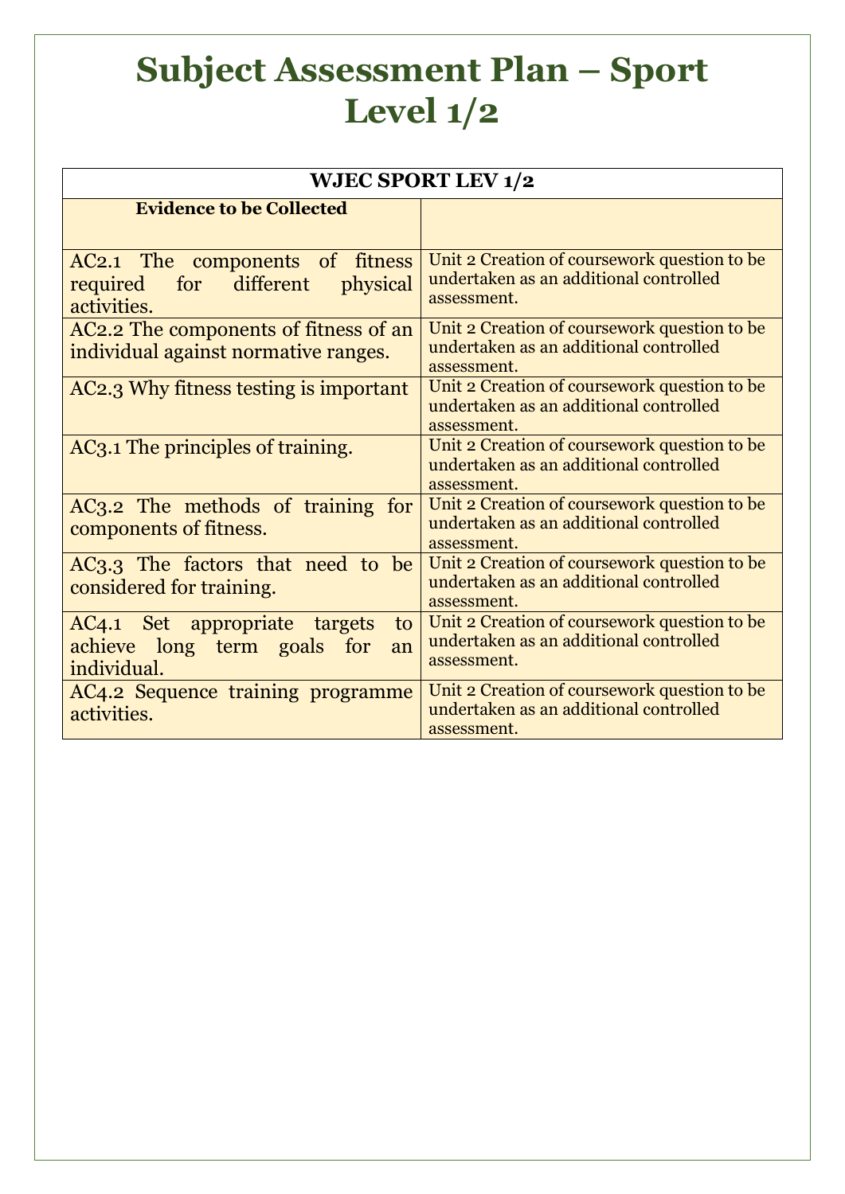# Subject Assessment Plan – Sport Level 1/2

| WJEC SPORT LEV 1/2 | |
| --- | --- |
| **Evidence to be Collected** | |
| AC2.1 The components of fitness required for different physical activities. | Unit 2 Creation of coursework question to be undertaken as an additional controlled assessment. |
| AC2.2 The components of fitness of an individual against normative ranges. | Unit 2 Creation of coursework question to be undertaken as an additional controlled assessment. |
| AC2.3 Why fitness testing is important | Unit 2 Creation of coursework question to be undertaken as an additional controlled assessment. |
| AC3.1 The principles of training. | Unit 2 Creation of coursework question to be undertaken as an additional controlled assessment. |
| AC3.2 The methods of training for components of fitness. | Unit 2 Creation of coursework question to be undertaken as an additional controlled assessment. |
| AC3.3 The factors that need to be considered for training. | Unit 2 Creation of coursework question to be undertaken as an additional controlled assessment. |
| AC4.1 Set appropriate targets to achieve long term goals for an individual. | Unit 2 Creation of coursework question to be undertaken as an additional controlled assessment. |
| AC4.2 Sequence training programme activities. | Unit 2 Creation of coursework question to be undertaken as an additional controlled assessment. |